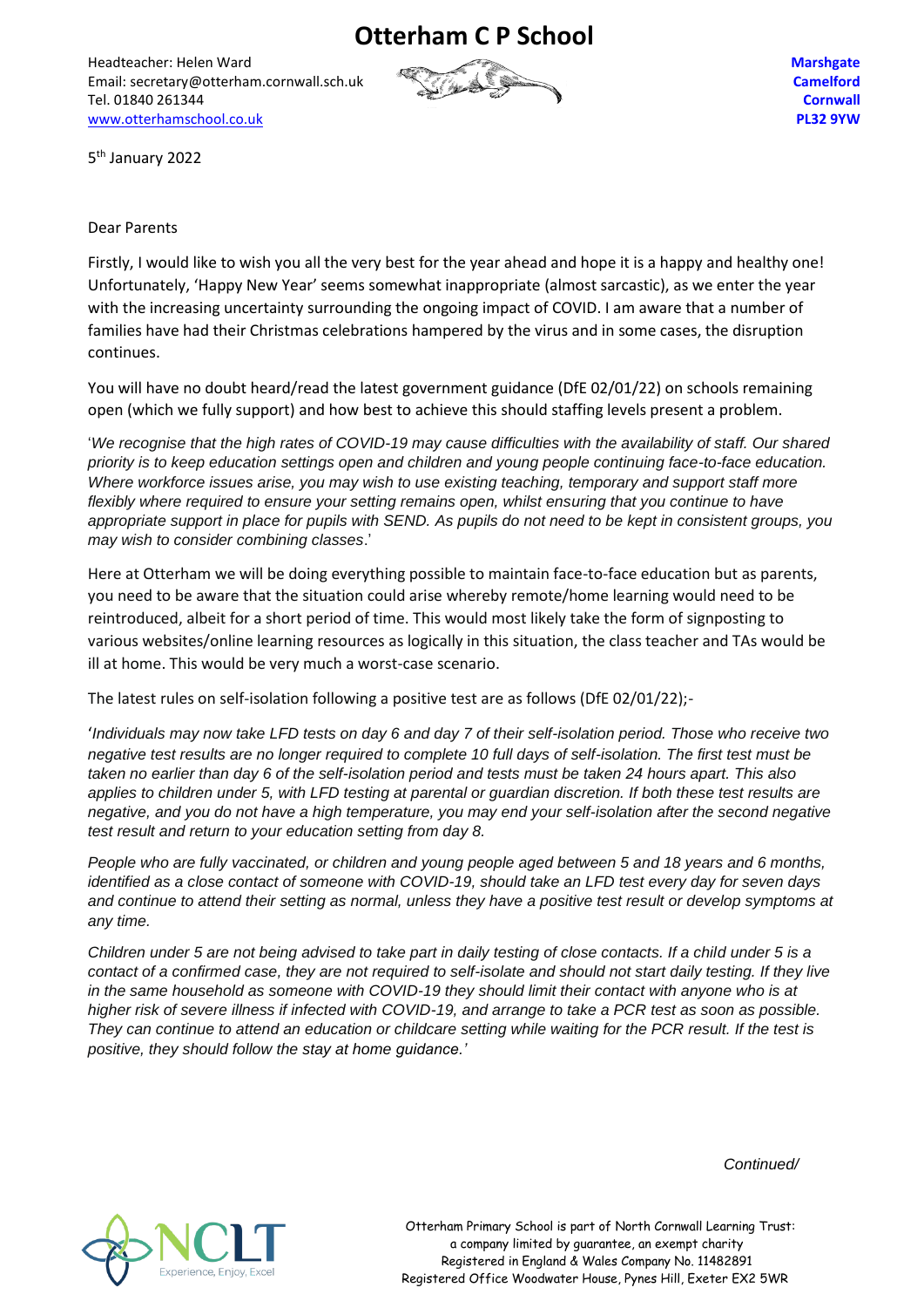# Otterham C P School

Headteacher: Helen Ward
Email: secretary@otterham.cornwall.sch.uk
Tel. 01840 261344
www.otterhamschool.co.uk

**Marshgate**
**Camelford**
**Cornwall**
**PL32 9YW**

5th January 2022

Dear Parents

Firstly, I would like to wish you all the very best for the year ahead and hope it is a happy and healthy one! Unfortunately, 'Happy New Year' seems somewhat inappropriate (almost sarcastic), as we enter the year with the increasing uncertainty surrounding the ongoing impact of COVID. I am aware that a number of families have had their Christmas celebrations hampered by the virus and in some cases, the disruption continues.

You will have no doubt heard/read the latest government guidance (DfE 02/01/22) on schools remaining open (which we fully support) and how best to achieve this should staffing levels present a problem.

'*We recognise that the high rates of COVID-19 may cause difficulties with the availability of staff. Our shared priority is to keep education settings open and children and young people continuing face-to-face education. Where workforce issues arise, you may wish to use existing teaching, temporary and support staff more flexibly where required to ensure your setting remains open, whilst ensuring that you continue to have appropriate support in place for pupils with SEND. As pupils do not need to be kept in consistent groups, you may wish to consider combining classes*.'

Here at Otterham we will be doing everything possible to maintain face-to-face education but as parents, you need to be aware that the situation could arise whereby remote/home learning would need to be reintroduced, albeit for a short period of time. This would most likely take the form of signposting to various websites/online learning resources as logically in this situation, the class teacher and TAs would be ill at home. This would be very much a worst-case scenario.

The latest rules on self-isolation following a positive test are as follows (DfE 02/01/22);-

'*Individuals may now take LFD tests on day 6 and day 7 of their self-isolation period. Those who receive two negative test results are no longer required to complete 10 full days of self-isolation. The first test must be taken no earlier than day 6 of the self-isolation period and tests must be taken 24 hours apart. This also applies to children under 5, with LFD testing at parental or guardian discretion. If both these test results are negative, and you do not have a high temperature, you may end your self-isolation after the second negative test result and return to your education setting from day 8.*

*People who are fully vaccinated, or children and young people aged between 5 and 18 years and 6 months, identified as a close contact of someone with COVID-19, should take an LFD test every day for seven days and continue to attend their setting as normal, unless they have a positive test result or develop symptoms at any time.*

*Children under 5 are not being advised to take part in daily testing of close contacts. If a child under 5 is a contact of a confirmed case, they are not required to self-isolate and should not start daily testing. If they live in the same household as someone with COVID-19 they should limit their contact with anyone who is at higher risk of severe illness if infected with COVID-19, and arrange to take a PCR test as soon as possible. They can continue to attend an education or childcare setting while waiting for the PCR result. If the test is positive, they should follow the stay at home guidance.*'

*Continued/*

Otterham Primary School is part of North Cornwall Learning Trust:
a company limited by guarantee, an exempt charity
Registered in England & Wales Company No. 11482891
Registered Office Woodwater House, Pynes Hill, Exeter EX2 5WR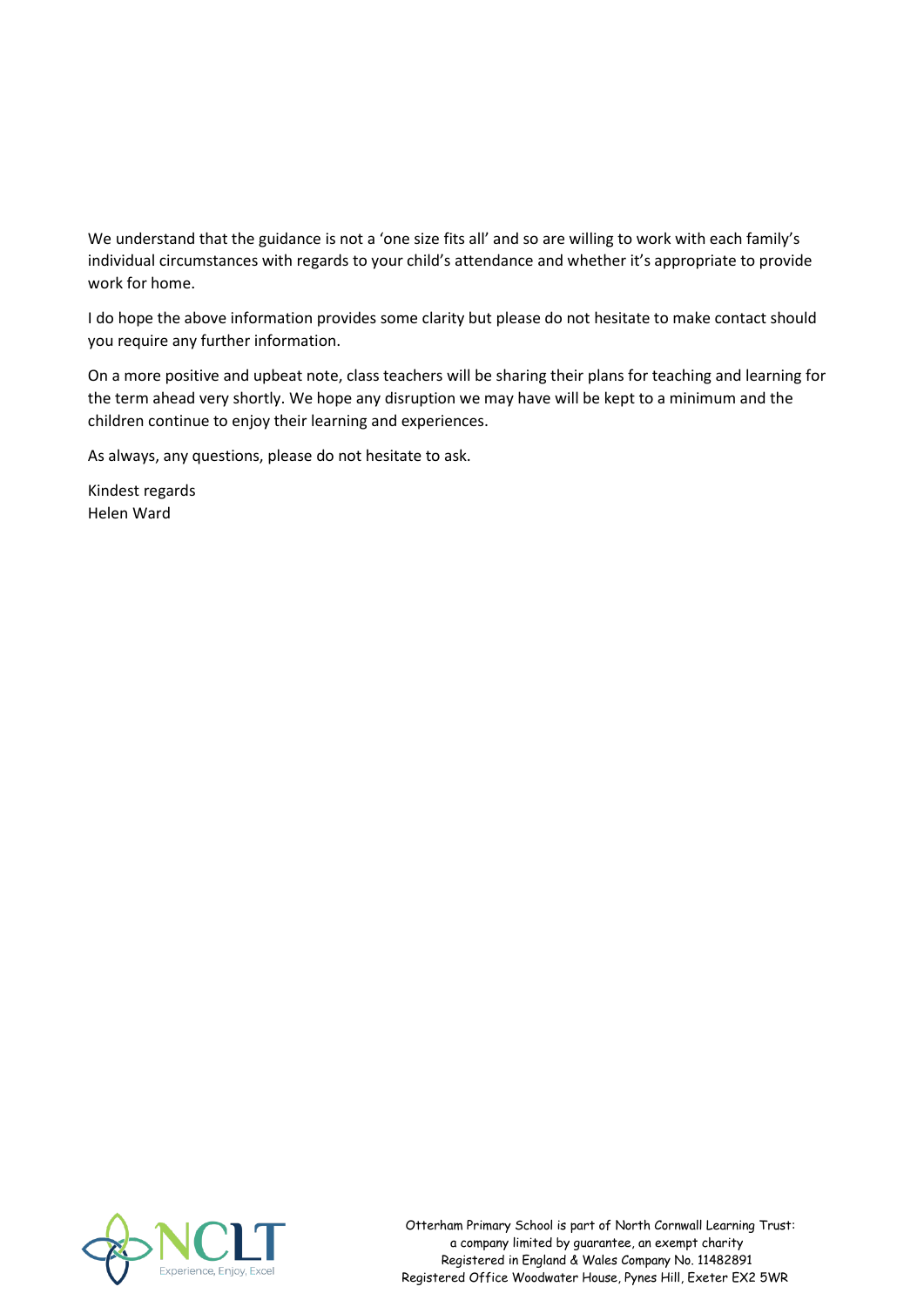We understand that the guidance is not a 'one size fits all' and so are willing to work with each family's individual circumstances with regards to your child's attendance and whether it's appropriate to provide work for home.

I do hope the above information provides some clarity but please do not hesitate to make contact should you require any further information.

On a more positive and upbeat note, class teachers will be sharing their plans for teaching and learning for the term ahead very shortly. We hope any disruption we may have will be kept to a minimum and the children continue to enjoy their learning and experiences.

As always, any questions, please do not hesitate to ask.

Kindest regards
Helen Ward

NCLT
Experience, Enjoy, Excel

Otterham Primary School is part of North Cornwall Learning Trust:
a company limited by guarantee, an exempt charity
Registered in England & Wales Company No. 11482891
Registered Office Woodwater House, Pynes Hill, Exeter EX2 5WR